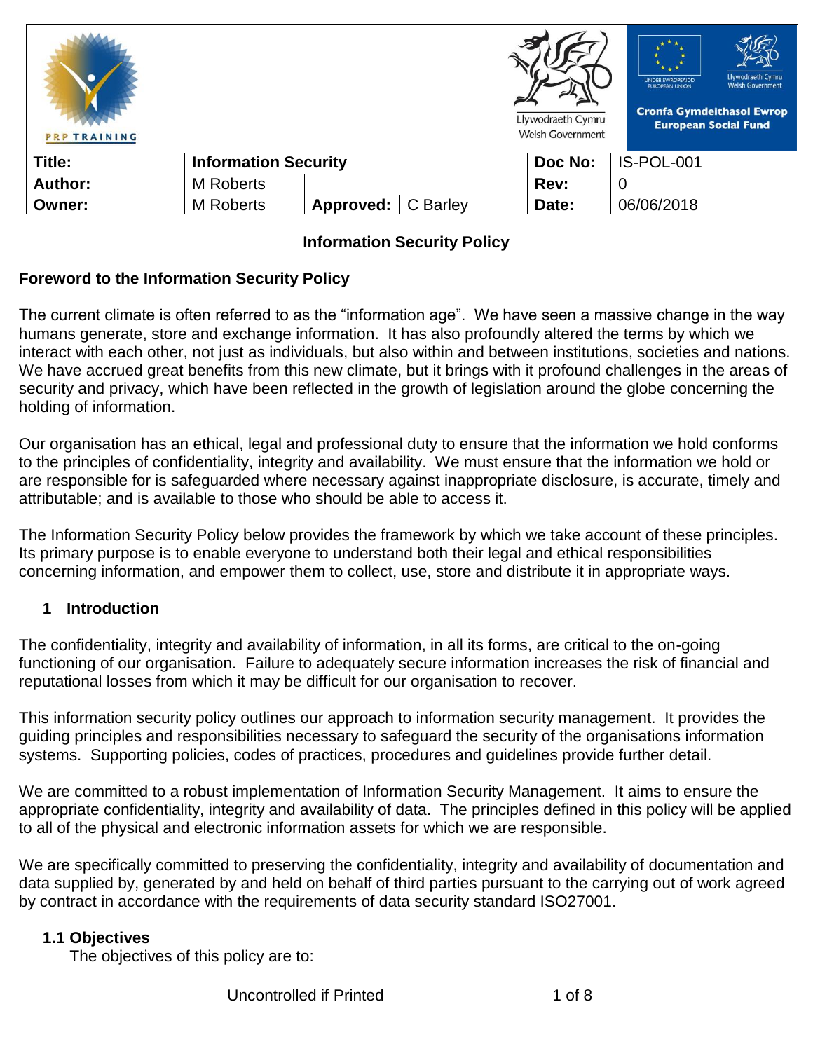PRP TRAINING

Llywodraeth Cymru
Welsh Government

Undeb Ewropeaidd
European Union

Llywodraeth Cymru
Welsh Government

Cronfa Gymdeithasol Ewrop
European Social Fund

| Title: | Information Security | | | Doc No: | IS-POL-001 |
|---|---|---|---|---|---|
| Author: | M Roberts | | | Rev: | 0 |
| Owner: | M Roberts | Approved: | C Barley | Date: | 06/06/2018 |

**Information Security Policy**

**Foreword to the Information Security Policy**

The current climate is often referred to as the "information age". We have seen a massive change in the way humans generate, store and exchange information. It has also profoundly altered the terms by which we interact with each other, not just as individuals, but also within and between institutions, societies and nations. We have accrued great benefits from this new climate, but it brings with it profound challenges in the areas of security and privacy, which have been reflected in the growth of legislation around the globe concerning the holding of information.

Our organisation has an ethical, legal and professional duty to ensure that the information we hold conforms to the principles of confidentiality, integrity and availability. We must ensure that the information we hold or are responsible for is safeguarded where necessary against inappropriate disclosure, is accurate, timely and attributable; and is available to those who should be able to access it.

The Information Security Policy below provides the framework by which we take account of these principles. Its primary purpose is to enable everyone to understand both their legal and ethical responsibilities concerning information, and empower them to collect, use, store and distribute it in appropriate ways.

## 1 Introduction

The confidentiality, integrity and availability of information, in all its forms, are critical to the on-going functioning of our organisation. Failure to adequately secure information increases the risk of financial and reputational losses from which it may be difficult for our organisation to recover.

This information security policy outlines our approach to information security management. It provides the guiding principles and responsibilities necessary to safeguard the security of the organisations information systems. Supporting policies, codes of practices, procedures and guidelines provide further detail.

We are committed to a robust implementation of Information Security Management. It aims to ensure the appropriate confidentiality, integrity and availability of data. The principles defined in this policy will be applied to all of the physical and electronic information assets for which we are responsible.

We are specifically committed to preserving the confidentiality, integrity and availability of documentation and data supplied by, generated by and held on behalf of third parties pursuant to the carrying out of work agreed by contract in accordance with the requirements of data security standard ISO27001.

### 1.1 Objectives

The objectives of this policy are to:

Uncontrolled if Printed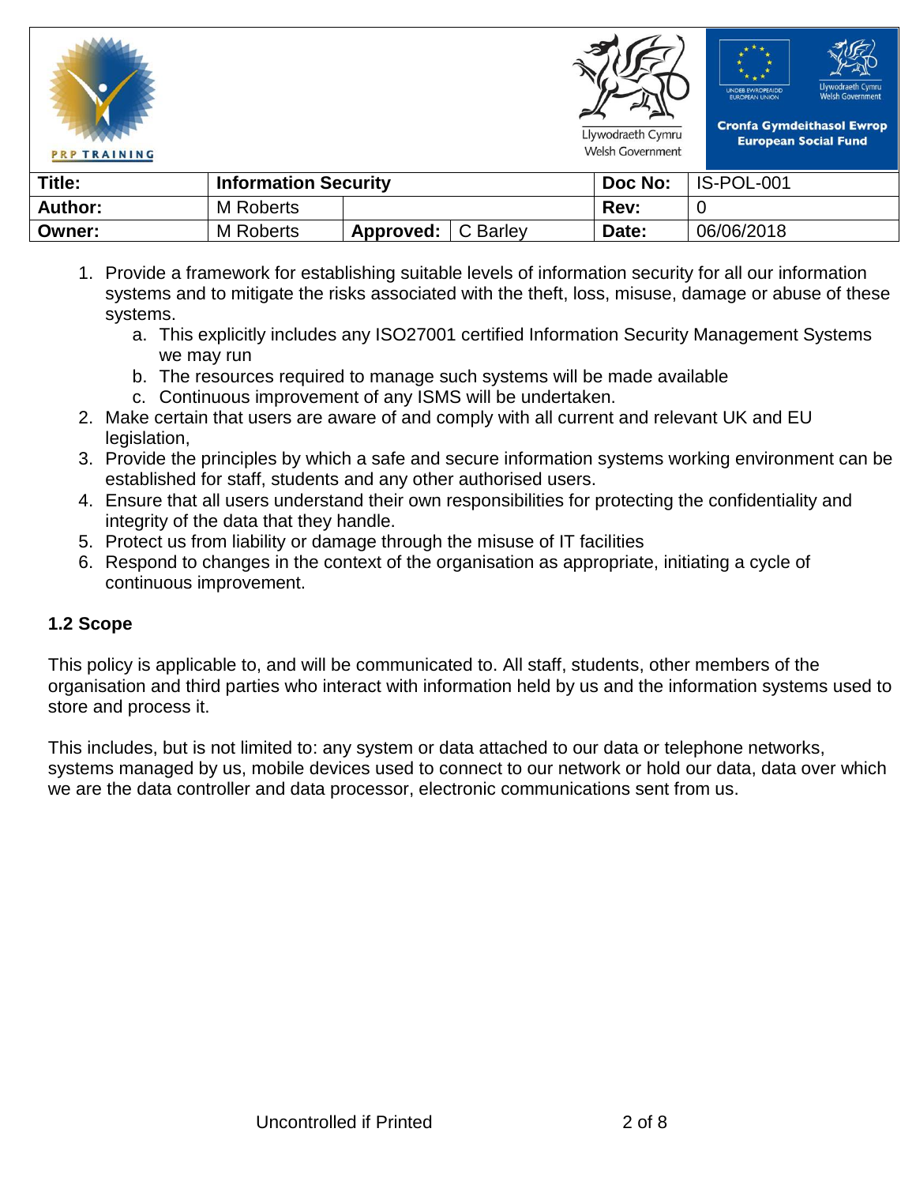| Title: | Information Security | | | Doc No: | IS-POL-001 |
|---|---|---|---|---|---|
| Author: | M Roberts | | | Rev: | 0 |
| Owner: | M Roberts | Approved: | C Barley | Date: | 06/06/2018 |

1. Provide a framework for establishing suitable levels of information security for all our information systems and to mitigate the risks associated with the theft, loss, misuse, damage or abuse of these systems.
   a. This explicitly includes any ISO27001 certified Information Security Management Systems we may run
   b. The resources required to manage such systems will be made available
   c. Continuous improvement of any ISMS will be undertaken.
2. Make certain that users are aware of and comply with all current and relevant UK and EU legislation,
3. Provide the principles by which a safe and secure information systems working environment can be established for staff, students and any other authorised users.
4. Ensure that all users understand their own responsibilities for protecting the confidentiality and integrity of the data that they handle.
5. Protect us from liability or damage through the misuse of IT facilities
6. Respond to changes in the context of the organisation as appropriate, initiating a cycle of continuous improvement.

### 1.2 Scope

This policy is applicable to, and will be communicated to. All staff, students, other members of the organisation and third parties who interact with information held by us and the information systems used to store and process it.

This includes, but is not limited to: any system or data attached to our data or telephone networks, systems managed by us, mobile devices used to connect to our network or hold our data, data over which we are the data controller and data processor, electronic communications sent from us.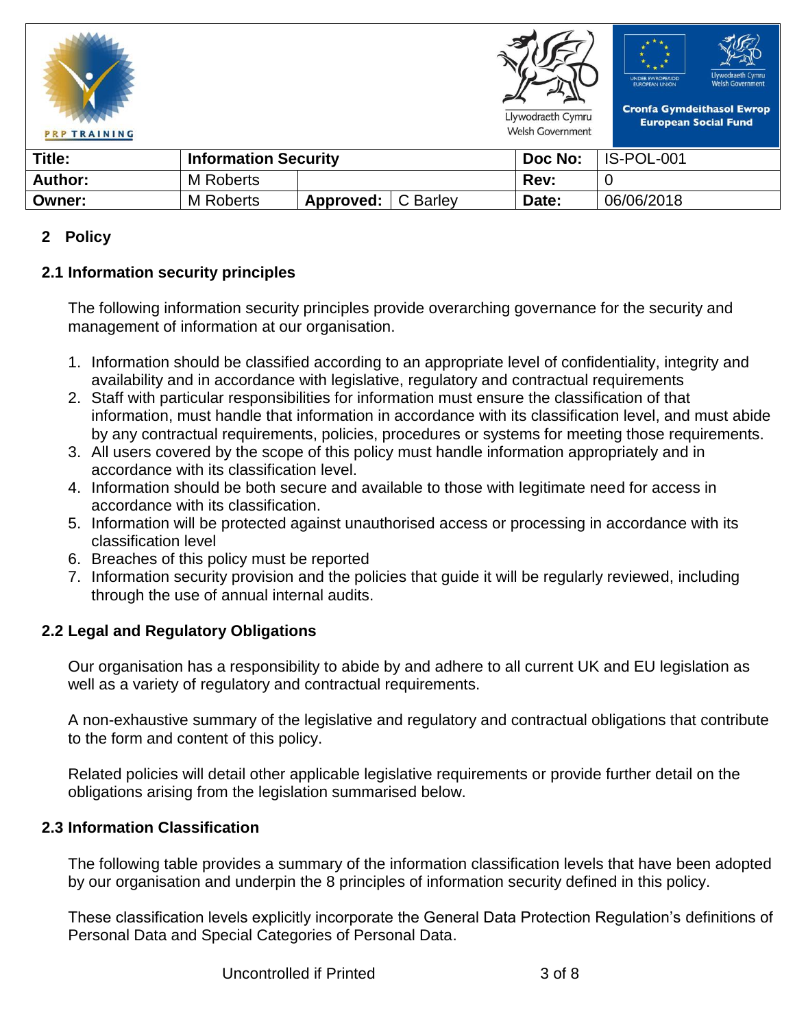## 2 Policy

### 2.1 Information security principles

The following information security principles provide overarching governance for the security and management of information at our organisation.

1. Information should be classified according to an appropriate level of confidentiality, integrity and availability and in accordance with legislative, regulatory and contractual requirements
2. Staff with particular responsibilities for information must ensure the classification of that information, must handle that information in accordance with its classification level, and must abide by any contractual requirements, policies, procedures or systems for meeting those requirements.
3. All users covered by the scope of this policy must handle information appropriately and in accordance with its classification level.
4. Information should be both secure and available to those with legitimate need for access in accordance with its classification.
5. Information will be protected against unauthorised access or processing in accordance with its classification level
6. Breaches of this policy must be reported
7. Information security provision and the policies that guide it will be regularly reviewed, including through the use of annual internal audits.

### 2.2 Legal and Regulatory Obligations

Our organisation has a responsibility to abide by and adhere to all current UK and EU legislation as well as a variety of regulatory and contractual requirements.

A non-exhaustive summary of the legislative and regulatory and contractual obligations that contribute to the form and content of this policy.

Related policies will detail other applicable legislative requirements or provide further detail on the obligations arising from the legislation summarised below.

### 2.3 Information Classification

The following table provides a summary of the information classification levels that have been adopted by our organisation and underpin the 8 principles of information security defined in this policy.

These classification levels explicitly incorporate the General Data Protection Regulation's definitions of Personal Data and Special Categories of Personal Data.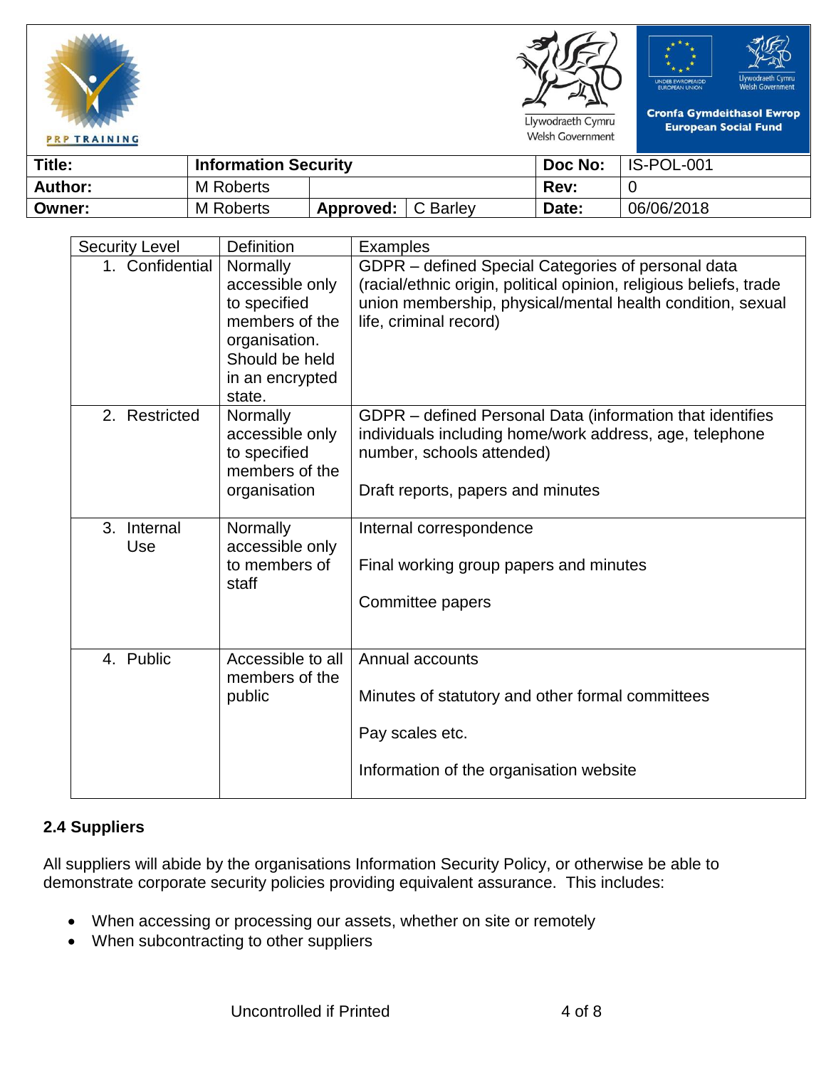| Security Level | Definition | Examples |
|---|---|---|
| 1. Confidential | Normally accessible only to specified members of the organisation. Should be held in an encrypted state. | GDPR – defined Special Categories of personal data (racial/ethnic origin, political opinion, religious beliefs, trade union membership, physical/mental health condition, sexual life, criminal record) |
| 2. Restricted | Normally accessible only to specified members of the organisation | GDPR – defined Personal Data (information that identifies individuals including home/work address, age, telephone number, schools attended)<br><br>Draft reports, papers and minutes |
| 3. Internal Use | Normally accessible only to members of staff | Internal correspondence<br><br>Final working group papers and minutes<br><br>Committee papers |
| 4. Public | Accessible to all members of the public | Annual accounts<br><br>Minutes of statutory and other formal committees<br><br>Pay scales etc.<br><br>Information of the organisation website |

### 2.4 Suppliers

All suppliers will abide by the organisations Information Security Policy, or otherwise be able to demonstrate corporate security policies providing equivalent assurance. This includes:

- When accessing or processing our assets, whether on site or remotely
- When subcontracting to other suppliers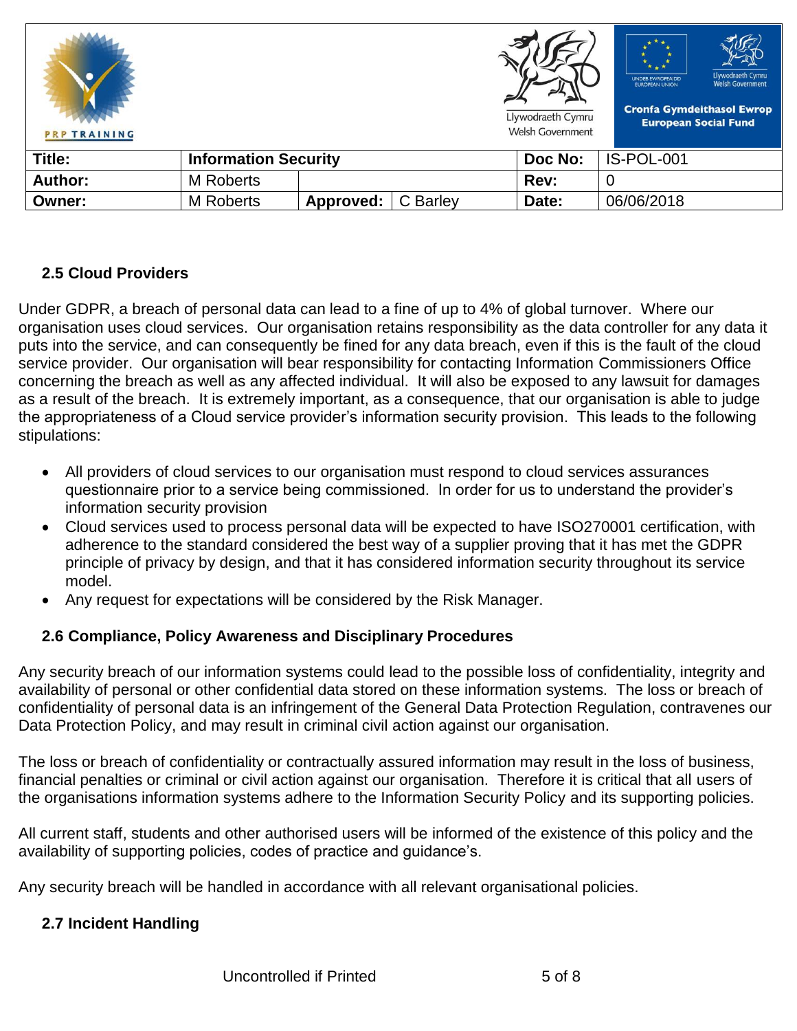### 2.5 Cloud Providers

Under GDPR, a breach of personal data can lead to a fine of up to 4% of global turnover. Where our organisation uses cloud services. Our organisation retains responsibility as the data controller for any data it puts into the service, and can consequently be fined for any data breach, even if this is the fault of the cloud service provider. Our organisation will bear responsibility for contacting Information Commissioners Office concerning the breach as well as any affected individual. It will also be exposed to any lawsuit for damages as a result of the breach. It is extremely important, as a consequence, that our organisation is able to judge the appropriateness of a Cloud service provider's information security provision. This leads to the following stipulations:

- All providers of cloud services to our organisation must respond to cloud services assurances questionnaire prior to a service being commissioned. In order for us to understand the provider's information security provision
- Cloud services used to process personal data will be expected to have ISO270001 certification, with adherence to the standard considered the best way of a supplier proving that it has met the GDPR principle of privacy by design, and that it has considered information security throughout its service model.
- Any request for expectations will be considered by the Risk Manager.

### 2.6 Compliance, Policy Awareness and Disciplinary Procedures

Any security breach of our information systems could lead to the possible loss of confidentiality, integrity and availability of personal or other confidential data stored on these information systems. The loss or breach of confidentiality of personal data is an infringement of the General Data Protection Regulation, contravenes our Data Protection Policy, and may result in criminal civil action against our organisation.

The loss or breach of confidentiality or contractually assured information may result in the loss of business, financial penalties or criminal or civil action against our organisation. Therefore it is critical that all users of the organisations information systems adhere to the Information Security Policy and its supporting policies.

All current staff, students and other authorised users will be informed of the existence of this policy and the availability of supporting policies, codes of practice and guidance's.

Any security breach will be handled in accordance with all relevant organisational policies.

### 2.7 Incident Handling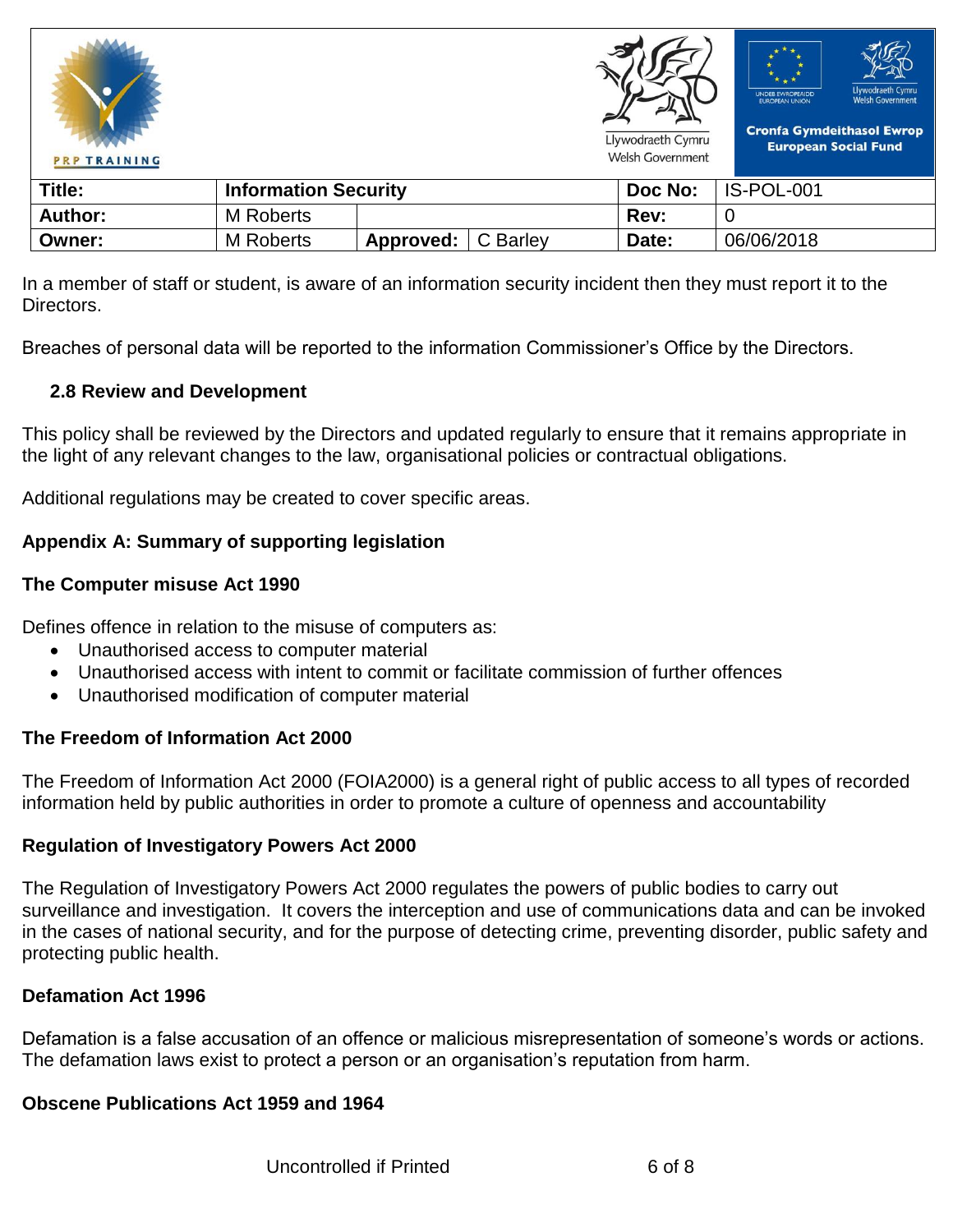In a member of staff or student, is aware of an information security incident then they must report it to the Directors.

Breaches of personal data will be reported to the information Commissioner's Office by the Directors.

### 2.8 Review and Development

This policy shall be reviewed by the Directors and updated regularly to ensure that it remains appropriate in the light of any relevant changes to the law, organisational policies or contractual obligations.

Additional regulations may be created to cover specific areas.

## Appendix A: Summary of supporting legislation

### The Computer misuse Act 1990

Defines offence in relation to the misuse of computers as:

- Unauthorised access to computer material
- Unauthorised access with intent to commit or facilitate commission of further offences
- Unauthorised modification of computer material

### The Freedom of Information Act 2000

The Freedom of Information Act 2000 (FOIA2000) is a general right of public access to all types of recorded information held by public authorities in order to promote a culture of openness and accountability

### Regulation of Investigatory Powers Act 2000

The Regulation of Investigatory Powers Act 2000 regulates the powers of public bodies to carry out surveillance and investigation. It covers the interception and use of communications data and can be invoked in the cases of national security, and for the purpose of detecting crime, preventing disorder, public safety and protecting public health.

### Defamation Act 1996

Defamation is a false accusation of an offence or malicious misrepresentation of someone's words or actions. The defamation laws exist to protect a person or an organisation's reputation from harm.

### Obscene Publications Act 1959 and 1964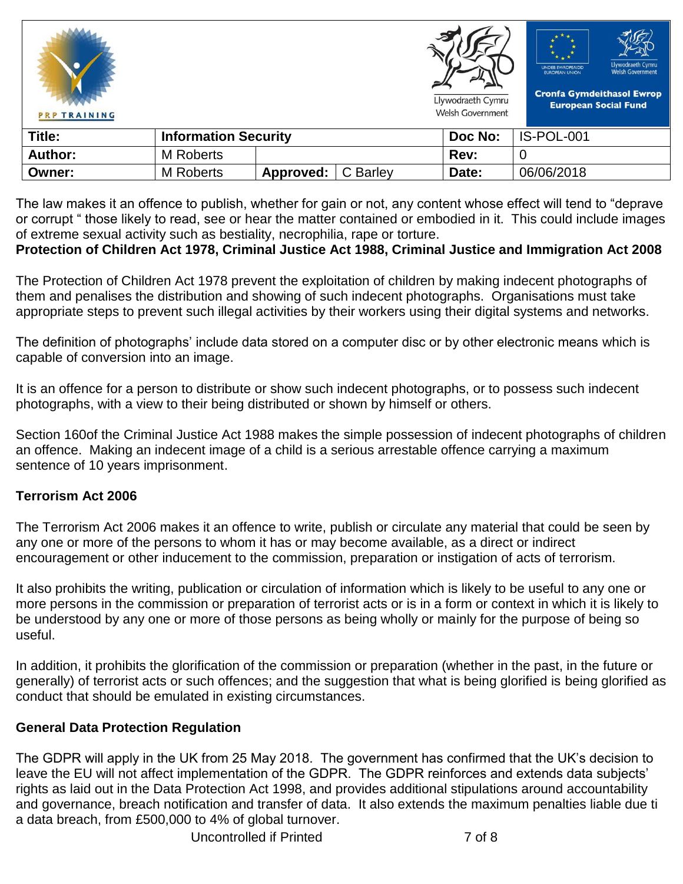The law makes it an offence to publish, whether for gain or not, any content whose effect will tend to "deprave or corrupt " those likely to read, see or hear the matter contained or embodied in it. This could include images of extreme sexual activity such as bestiality, necrophilia, rape or torture.

**Protection of Children Act 1978, Criminal Justice Act 1988, Criminal Justice and Immigration Act 2008**

The Protection of Children Act 1978 prevent the exploitation of children by making indecent photographs of them and penalises the distribution and showing of such indecent photographs. Organisations must take appropriate steps to prevent such illegal activities by their workers using their digital systems and networks.

The definition of photographs' include data stored on a computer disc or by other electronic means which is capable of conversion into an image.

It is an offence for a person to distribute or show such indecent photographs, or to possess such indecent photographs, with a view to their being distributed or shown by himself or others.

Section 160of the Criminal Justice Act 1988 makes the simple possession of indecent photographs of children an offence. Making an indecent image of a child is a serious arrestable offence carrying a maximum sentence of 10 years imprisonment.

**Terrorism Act 2006**

The Terrorism Act 2006 makes it an offence to write, publish or circulate any material that could be seen by any one or more of the persons to whom it has or may become available, as a direct or indirect encouragement or other inducement to the commission, preparation or instigation of acts of terrorism.

It also prohibits the writing, publication or circulation of information which is likely to be useful to any one or more persons in the commission or preparation of terrorist acts or is in a form or context in which it is likely to be understood by any one or more of those persons as being wholly or mainly for the purpose of being so useful.

In addition, it prohibits the glorification of the commission or preparation (whether in the past, in the future or generally) of terrorist acts or such offences; and the suggestion that what is being glorified is being glorified as conduct that should be emulated in existing circumstances.

**General Data Protection Regulation**

The GDPR will apply in the UK from 25 May 2018. The government has confirmed that the UK's decision to leave the EU will not affect implementation of the GDPR. The GDPR reinforces and extends data subjects' rights as laid out in the Data Protection Act 1998, and provides additional stipulations around accountability and governance, breach notification and transfer of data. It also extends the maximum penalties liable due ti a data breach, from £500,000 to 4% of global turnover.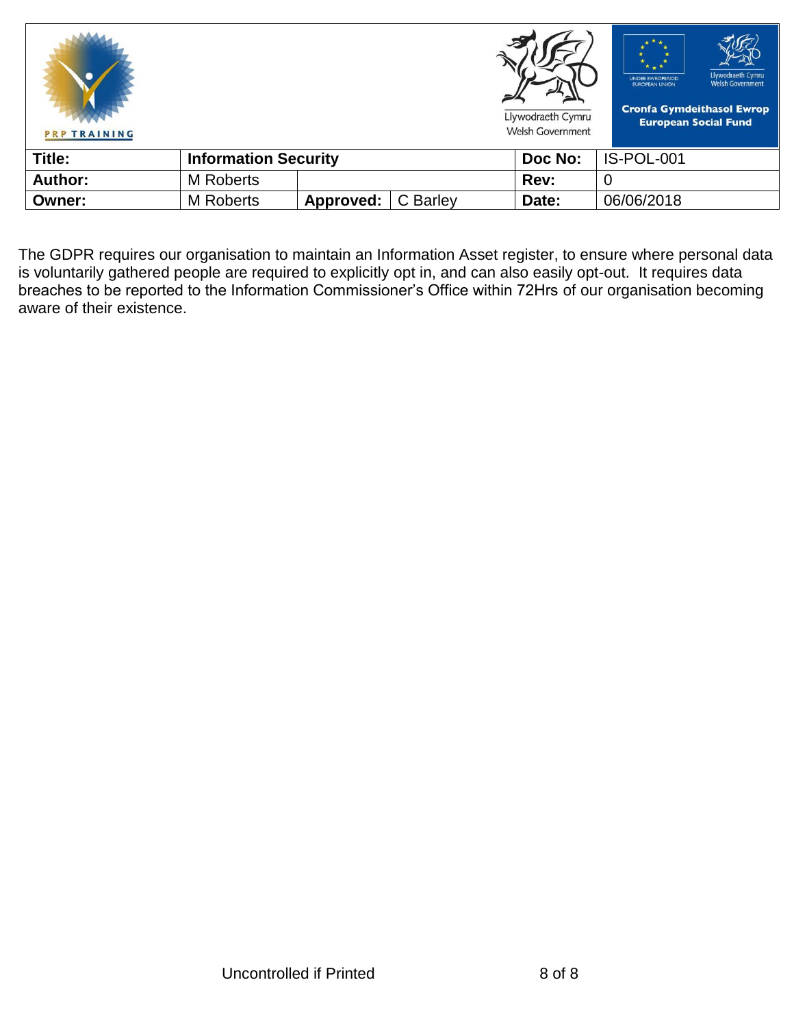| Title: | Information Security | | | Doc No: | IS-POL-001 |
|---|---|---|---|---|---|
| Author: | M Roberts | | | Rev: | 0 |
| Owner: | M Roberts | Approved: | C Barley | Date: | 06/06/2018 |

The GDPR requires our organisation to maintain an Information Asset register, to ensure where personal data is voluntarily gathered people are required to explicitly opt in, and can also easily opt-out. It requires data breaches to be reported to the Information Commissioner's Office within 72Hrs of our organisation becoming aware of their existence.